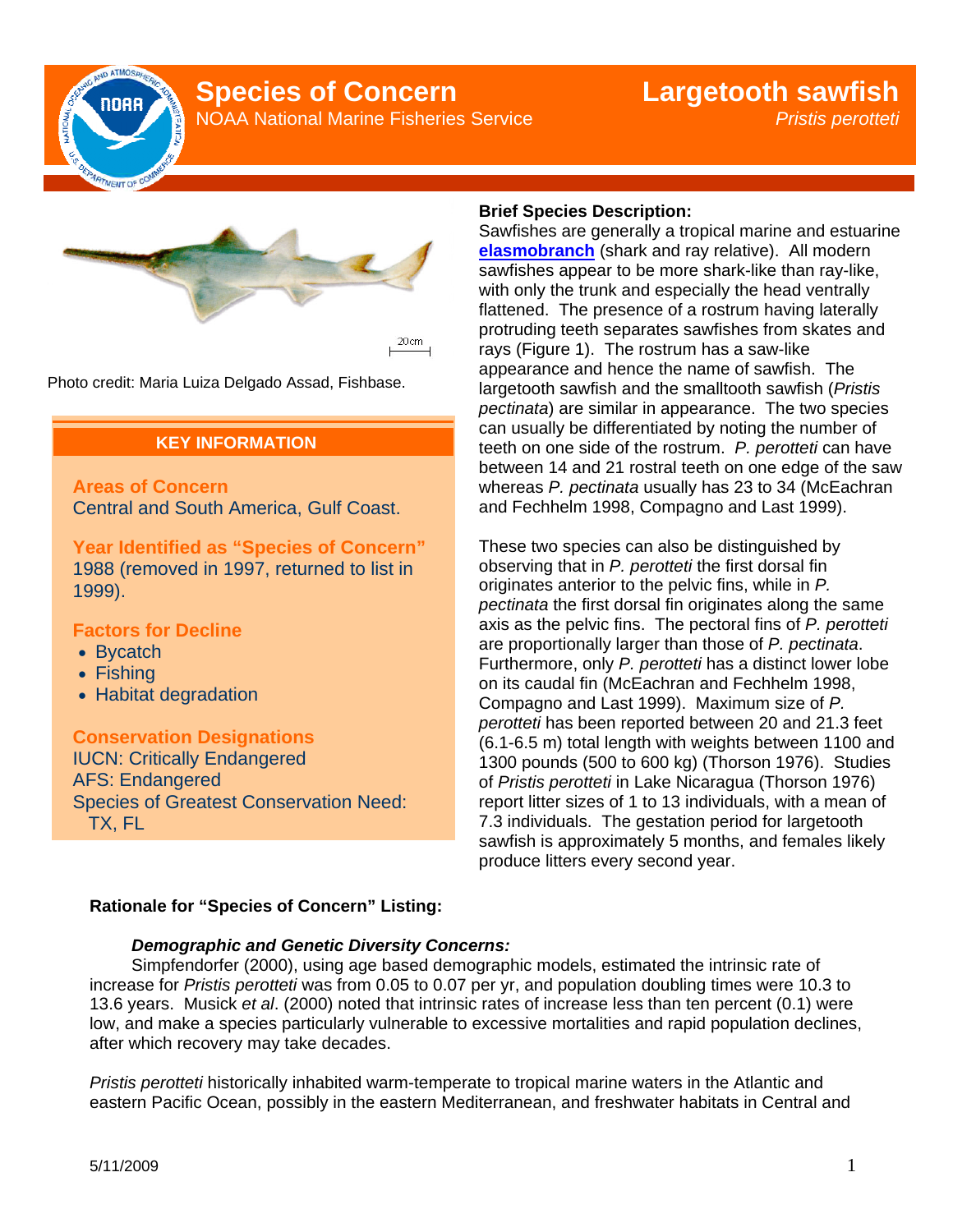# Species of Concern

NOAA National Marine Fisheries Service

# Largetooth sawfish

*Pristis perotteti*

Photo credit: Maria Luiza Delgado Assad, Fishbase.

## KEY INFORMATION

**Areas of Concern**
Central and South America, Gulf Coast.

**Year Identified as "Species of Concern"**
1988 (removed in 1997, returned to list in 1999).

**Factors for Decline**

- Bycatch
- Fishing
- Habitat degradation

**Conservation Designations**
IUCN: Critically Endangered
AFS: Endangered
Species of Greatest Conservation Need: TX, FL

**Brief Species Description:**
Sawfishes are generally a tropical marine and estuarine **elasmobranch** (shark and ray relative). All modern sawfishes appear to be more shark-like than ray-like, with only the trunk and especially the head ventrally flattened. The presence of a rostrum having laterally protruding teeth separates sawfishes from skates and rays (Figure 1). The rostrum has a saw-like appearance and hence the name of sawfish. The largetooth sawfish and the smalltooth sawfish (*Pristis pectinata*) are similar in appearance. The two species can usually be differentiated by noting the number of teeth on one side of the rostrum. *P. perotteti* can have between 14 and 21 rostral teeth on one edge of the saw whereas *P. pectinata* usually has 23 to 34 (McEachran and Fechhelm 1998, Compagno and Last 1999).

These two species can also be distinguished by observing that in *P. perotteti* the first dorsal fin originates anterior to the pelvic fins, while in *P. pectinata* the first dorsal fin originates along the same axis as the pelvic fins. The pectoral fins of *P. perotteti* are proportionally larger than those of *P. pectinata*. Furthermore, only *P. perotteti* has a distinct lower lobe on its caudal fin (McEachran and Fechhelm 1998, Compagno and Last 1999). Maximum size of *P. perotteti* has been reported between 20 and 21.3 feet (6.1-6.5 m) total length with weights between 1100 and 1300 pounds (500 to 600 kg) (Thorson 1976). Studies of *Pristis perotteti* in Lake Nicaragua (Thorson 1976) report litter sizes of 1 to 13 individuals, with a mean of 7.3 individuals. The gestation period for largetooth sawfish is approximately 5 months, and females likely produce litters every second year.

**Rationale for "Species of Concern" Listing:**

***Demographic and Genetic Diversity Concerns:***

Simpfendorfer (2000), using age based demographic models, estimated the intrinsic rate of increase for *Pristis perotteti* was from 0.05 to 0.07 per yr, and population doubling times were 10.3 to 13.6 years. Musick *et al*. (2000) noted that intrinsic rates of increase less than ten percent (0.1) were low, and make a species particularly vulnerable to excessive mortalities and rapid population declines, after which recovery may take decades.

*Pristis perotteti* historically inhabited warm-temperate to tropical marine waters in the Atlantic and eastern Pacific Ocean, possibly in the eastern Mediterranean, and freshwater habitats in Central and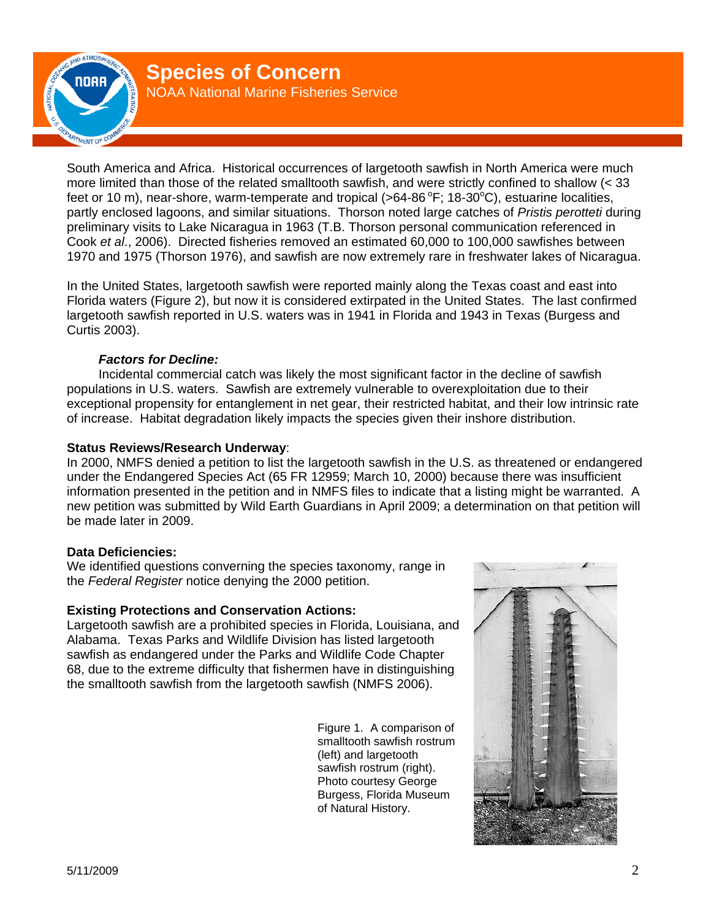South America and Africa. Historical occurrences of largetooth sawfish in North America were much more limited than those of the related smalltooth sawfish, and were strictly confined to shallow (< 33 feet or 10 m), near-shore, warm-temperate and tropical (>64-86 °F; 18-30°C), estuarine localities, partly enclosed lagoons, and similar situations. Thorson noted large catches of *Pristis perotteti* during preliminary visits to Lake Nicaragua in 1963 (T.B. Thorson personal communication referenced in Cook *et al*., 2006). Directed fisheries removed an estimated 60,000 to 100,000 sawfishes between 1970 and 1975 (Thorson 1976), and sawfish are now extremely rare in freshwater lakes of Nicaragua.

In the United States, largetooth sawfish were reported mainly along the Texas coast and east into Florida waters (Figure 2), but now it is considered extirpated in the United States. The last confirmed largetooth sawfish reported in U.S. waters was in 1941 in Florida and 1943 in Texas (Burgess and Curtis 2003).

***Factors for Decline:***

Incidental commercial catch was likely the most significant factor in the decline of sawfish populations in U.S. waters. Sawfish are extremely vulnerable to overexploitation due to their exceptional propensity for entanglement in net gear, their restricted habitat, and their low intrinsic rate of increase. Habitat degradation likely impacts the species given their inshore distribution.

**Status Reviews/Research Underway**:

In 2000, NMFS denied a petition to list the largetooth sawfish in the U.S. as threatened or endangered under the Endangered Species Act (65 FR 12959; March 10, 2000) because there was insufficient information presented in the petition and in NMFS files to indicate that a listing might be warranted. A new petition was submitted by Wild Earth Guardians in April 2009; a determination on that petition will be made later in 2009.

**Data Deficiencies:**

We identified questions converning the species taxonomy, range in the *Federal Register* notice denying the 2000 petition.

**Existing Protections and Conservation Actions:**

Largetooth sawfish are a prohibited species in Florida, Louisiana, and Alabama. Texas Parks and Wildlife Division has listed largetooth sawfish as endangered under the Parks and Wildlife Code Chapter 68, due to the extreme difficulty that fishermen have in distinguishing the smalltooth sawfish from the largetooth sawfish (NMFS 2006).

Figure 1. A comparison of smalltooth sawfish rostrum (left) and largetooth sawfish rostrum (right). Photo courtesy George Burgess, Florida Museum of Natural History.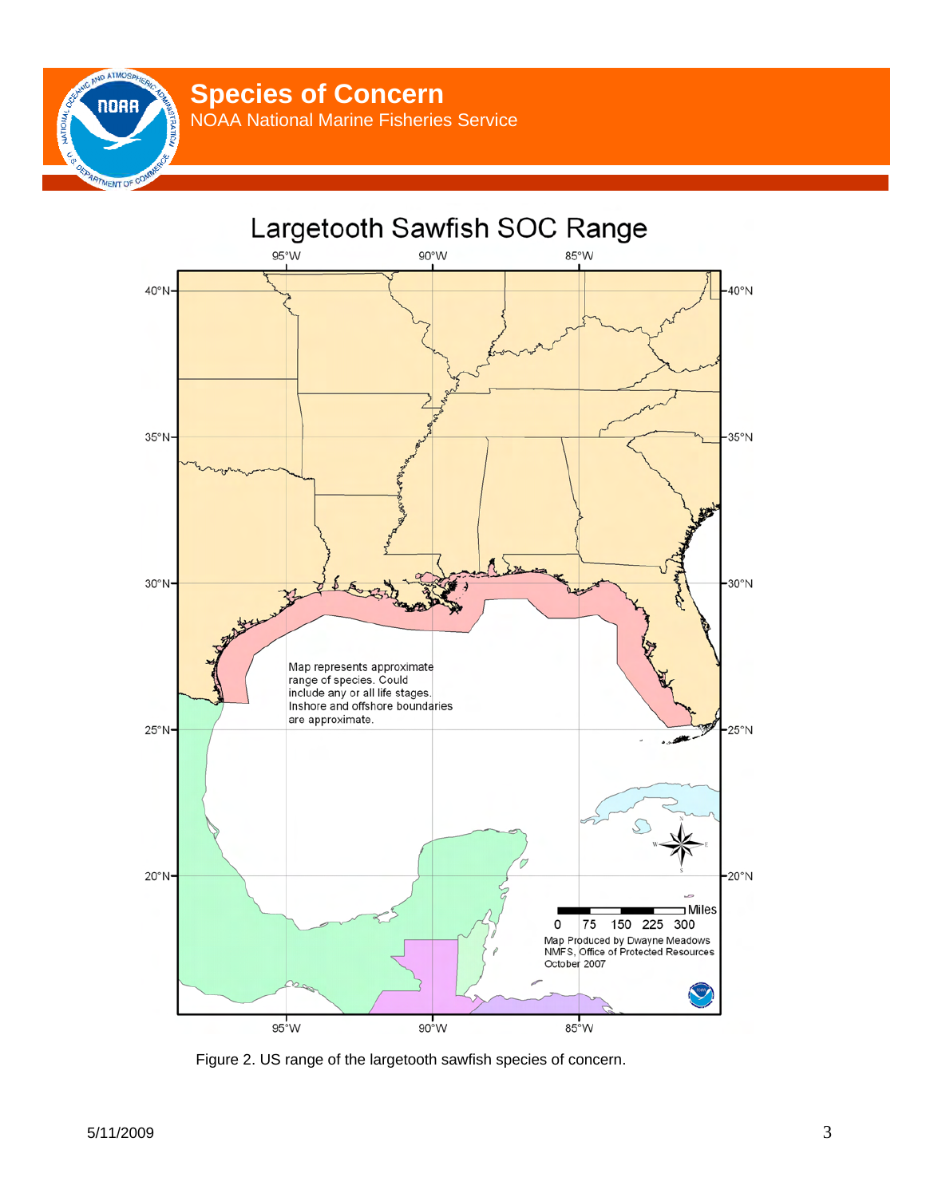# Species of Concern

NOAA National Marine Fisheries Service

## Largetooth Sawfish SOC Range

Map represents approximate range of species. Could include any or all life stages. Inshore and offshore boundaries are approximate.

Map Produced by Dwayne Meadows
NMFS, Office of Protected Resources
October 2007

Figure 2. US range of the largetooth sawfish species of concern.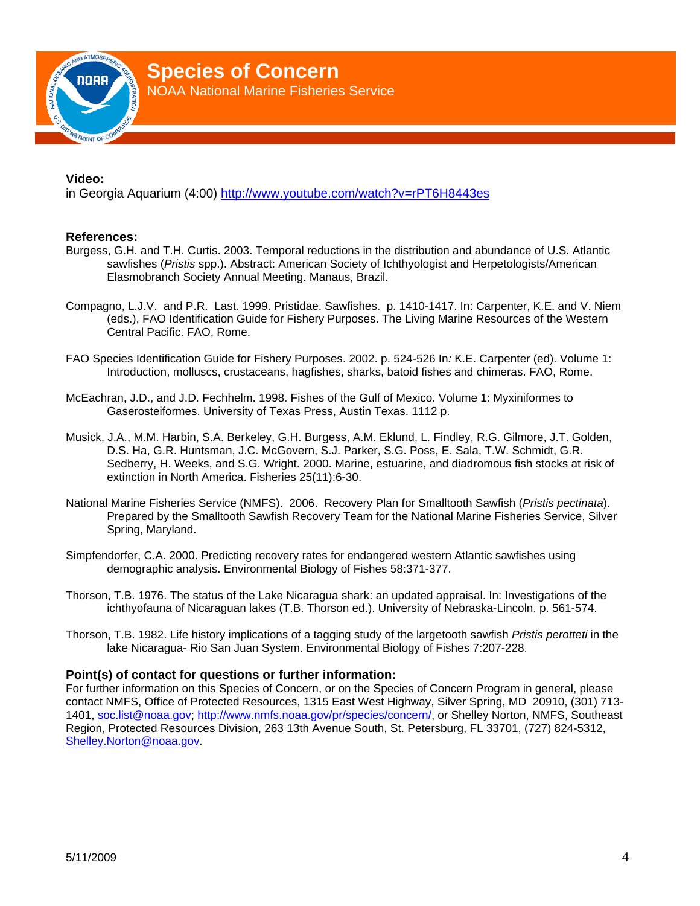**Video:**
in Georgia Aquarium (4:00) http://www.youtube.com/watch?v=rPT6H8443es

**References:**

Burgess, G.H. and T.H. Curtis. 2003. Temporal reductions in the distribution and abundance of U.S. Atlantic sawfishes (*Pristis* spp.). Abstract: American Society of Ichthyologist and Herpetologists/American Elasmobranch Society Annual Meeting. Manaus, Brazil.

Compagno, L.J.V. and P.R. Last. 1999. Pristidae. Sawfishes. p. 1410-1417. In: Carpenter, K.E. and V. Niem (eds.), FAO Identification Guide for Fishery Purposes. The Living Marine Resources of the Western Central Pacific. FAO, Rome.

FAO Species Identification Guide for Fishery Purposes. 2002. p. 524-526 In*:* K.E. Carpenter (ed). Volume 1: Introduction, molluscs, crustaceans, hagfishes, sharks, batoid fishes and chimeras. FAO, Rome.

McEachran, J.D., and J.D. Fechhelm. 1998. Fishes of the Gulf of Mexico. Volume 1: Myxiniformes to Gaserosteiformes. University of Texas Press, Austin Texas. 1112 p.

Musick, J.A., M.M. Harbin, S.A. Berkeley, G.H. Burgess, A.M. Eklund, L. Findley, R.G. Gilmore, J.T. Golden, D.S. Ha, G.R. Huntsman, J.C. McGovern, S.J. Parker, S.G. Poss, E. Sala, T.W. Schmidt, G.R. Sedberry, H. Weeks, and S.G. Wright. 2000. Marine, estuarine, and diadromous fish stocks at risk of extinction in North America. Fisheries 25(11):6-30.

National Marine Fisheries Service (NMFS). 2006. Recovery Plan for Smalltooth Sawfish (*Pristis pectinata*). Prepared by the Smalltooth Sawfish Recovery Team for the National Marine Fisheries Service, Silver Spring, Maryland.

Simpfendorfer, C.A. 2000. Predicting recovery rates for endangered western Atlantic sawfishes using demographic analysis. Environmental Biology of Fishes 58:371-377.

Thorson, T.B. 1976. The status of the Lake Nicaragua shark: an updated appraisal. In: Investigations of the ichthyofauna of Nicaraguan lakes (T.B. Thorson ed.). University of Nebraska-Lincoln. p. 561-574.

Thorson, T.B. 1982. Life history implications of a tagging study of the largetooth sawfish *Pristis perotteti* in the lake Nicaragua- Rio San Juan System. Environmental Biology of Fishes 7:207-228.

**Point(s) of contact for questions or further information:**
For further information on this Species of Concern, or on the Species of Concern Program in general, please contact NMFS, Office of Protected Resources, 1315 East West Highway, Silver Spring, MD 20910, (301) 713-1401, soc.list@noaa.gov; http://www.nmfs.noaa.gov/pr/species/concern/, or Shelley Norton, NMFS, Southeast Region, Protected Resources Division, 263 13th Avenue South, St. Petersburg, FL 33701, (727) 824-5312, Shelley.Norton@noaa.gov.

5/11/2009